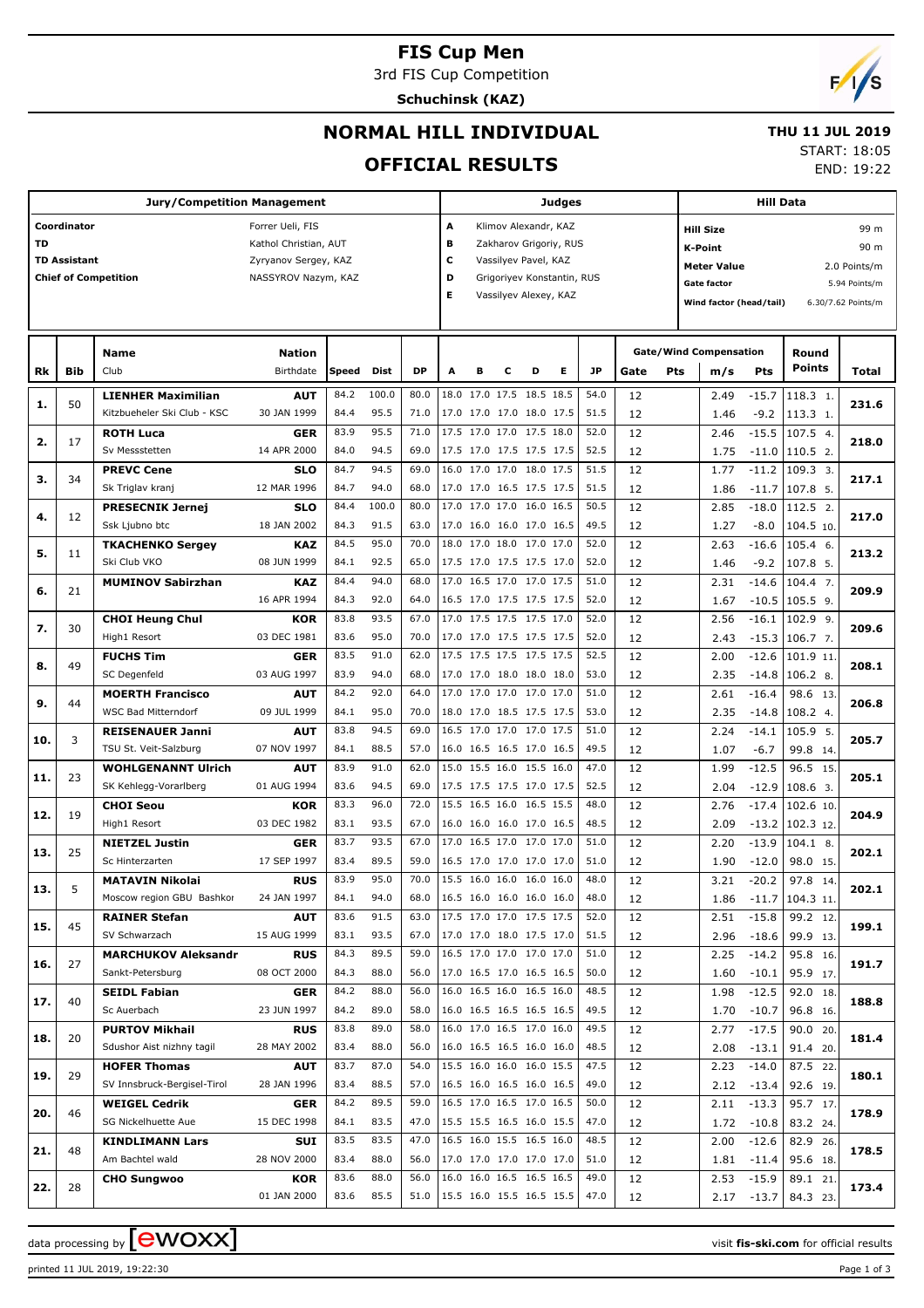# FIS Cup Men

3rd FIS Cup Competition

**Schuchinsk (KAZ)**

## NORMAL HILL INDIVIDUAL

## OFFICIAL RESULTS

**THU 11 JUL 2019**

START: 18:05

END: 19:22

| Jury/Competition Management | | Judges | | Hill Data | |
|---|---|---|---|---|---|
| Coordinator | Forrer Ueli, FIS | A | Klimov Alexandr, KAZ | Hill Size | 99 m |
| TD | Kathol Christian, AUT | B | Zakharov Grigoriy, RUS | K-Point | 90 m |
| TD Assistant | Zyryanov Sergey, KAZ | C | Vassilyev Pavel, KAZ | Meter Value | 2.0 Points/m |
| Chief of Competition | NASSYROV Nazym, KAZ | D | Grigoriyev Konstantin, RUS | Gate factor | 5.94 Points/m |
| | | E | Vassilyev Alexey, KAZ | Wind factor (head/tail) | 6.30/7.62 Points/m |

| Rk | Bib | Name / Club | Nation / Birthdate | Speed | Dist | DP | A | B | C | D | E | JP | Gate | Pts | m/s | Pts | Round Points | Total |
|---|---|---|---|---|---|---|---|---|---|---|---|---|---|---|---|---|---|---|
| 1. | 50 | **LIENHER Maximilian** | **AUT** | 84.2 | 100.0 | 80.0 | 18.0 | 17.0 | 17.5 | 18.5 | 18.5 | 54.0 | 12 | | 2.49 | -15.7 | 118.3 1. | 231.6 |
| | | Kitzbueheler Ski Club - KSC | 30 JAN 1999 | 84.4 | 95.5 | 71.0 | 17.0 | 17.0 | 17.0 | 18.0 | 17.5 | 51.5 | 12 | | 1.46 | -9.2 | 113.3 1. | |
| 2. | 17 | **ROTH Luca** | **GER** | 83.9 | 95.5 | 71.0 | 17.5 | 17.0 | 17.0 | 17.5 | 18.0 | 52.0 | 12 | | 2.46 | -15.5 | 107.5 4. | 218.0 |
| | | Sv Messstetten | 14 APR 2000 | 84.0 | 94.5 | 69.0 | 17.5 | 17.0 | 17.5 | 17.5 | 17.5 | 52.5 | 12 | | 1.75 | -11.0 | 110.5 2. | |
| 3. | 34 | **PREVC Cene** | **SLO** | 84.7 | 94.5 | 69.0 | 16.0 | 17.0 | 17.0 | 18.0 | 17.5 | 51.5 | 12 | | 1.77 | -11.2 | 109.3 3. | 217.1 |
| | | Sk Triglav kranj | 12 MAR 1996 | 84.7 | 94.0 | 68.0 | 17.0 | 17.0 | 16.5 | 17.5 | 17.5 | 51.5 | 12 | | 1.86 | -11.7 | 107.8 5. | |
| 4. | 12 | **PRESECNIK Jernej** | **SLO** | 84.4 | 100.0 | 80.0 | 17.0 | 17.0 | 17.0 | 16.0 | 16.5 | 50.5 | 12 | | 2.85 | -18.0 | 112.5 2. | 217.0 |
| | | Ssk Ljubno btc | 18 JAN 2002 | 84.3 | 91.5 | 63.0 | 17.0 | 16.0 | 16.0 | 17.0 | 16.5 | 49.5 | 12 | | 1.27 | -8.0 | 104.5 10. | |
| 5. | 11 | **TKACHENKO Sergey** | **KAZ** | 84.5 | 95.0 | 70.0 | 18.0 | 17.0 | 18.0 | 17.0 | 17.0 | 52.0 | 12 | | 2.63 | -16.6 | 105.4 6. | 213.2 |
| | | Ski Club VKO | 08 JUN 1999 | 84.1 | 92.5 | 65.0 | 17.5 | 17.5 | 17.5 | 17.5 | 17.0 | 52.0 | 12 | | 1.46 | -9.2 | 107.8 5. | |
| 6. | 21 | **MUMINOV Sabirzhan** | **KAZ** | 84.4 | 94.0 | 68.0 | 17.0 | 16.5 | 17.0 | 17.0 | 17.5 | 51.0 | 12 | | 2.31 | -14.6 | 104.4 7. | 209.9 |
| | | | 16 APR 1994 | 84.3 | 92.0 | 64.0 | 16.5 | 17.0 | 17.5 | 17.5 | 17.5 | 52.0 | 12 | | 1.67 | -10.5 | 105.5 9. | |
| 7. | 30 | **CHOI Heung Chul** | **KOR** | 83.8 | 93.5 | 67.0 | 17.0 | 17.5 | 17.5 | 17.5 | 17.0 | 52.0 | 12 | | 2.56 | -16.1 | 102.9 9. | 209.6 |
| | | High1 Resort | 03 DEC 1981 | 83.6 | 95.0 | 70.0 | 17.0 | 17.0 | 17.5 | 17.5 | 17.5 | 52.0 | 12 | | 2.43 | -15.3 | 106.7 7. | |
| 8. | 49 | **FUCHS Tim** | **GER** | 83.5 | 91.0 | 62.0 | 17.5 | 17.5 | 17.5 | 17.5 | 17.5 | 52.5 | 12 | | 2.00 | -12.6 | 101.9 11. | 208.1 |
| | | SC Degenfeld | 03 AUG 1997 | 83.9 | 94.0 | 68.0 | 17.0 | 17.0 | 18.0 | 18.0 | 18.0 | 53.0 | 12 | | 2.35 | -14.8 | 106.2 8. | |
| 9. | 44 | **MOERTH Francisco** | **AUT** | 84.2 | 92.0 | 64.0 | 17.0 | 17.0 | 17.0 | 17.0 | 17.0 | 51.0 | 12 | | 2.61 | -16.4 | 98.6 13. | 206.8 |
| | | WSC Bad Mitterndorf | 09 JUL 1999 | 84.1 | 95.0 | 70.0 | 18.0 | 17.0 | 18.5 | 17.5 | 17.5 | 53.0 | 12 | | 2.35 | -14.8 | 108.2 4. | |
| 10. | 3 | **REISENAUER Janni** | **AUT** | 83.8 | 94.5 | 69.0 | 16.5 | 17.0 | 17.0 | 17.0 | 17.5 | 51.0 | 12 | | 2.24 | -14.1 | 105.9 5. | 205.7 |
| | | TSU St. Veit-Salzburg | 07 NOV 1997 | 84.1 | 88.5 | 57.0 | 16.0 | 16.5 | 16.5 | 17.0 | 16.5 | 49.5 | 12 | | 1.07 | -6.7 | 99.8 14. | |
| 11. | 23 | **WOHLGENANNT Ulrich** | **AUT** | 83.9 | 91.0 | 62.0 | 15.0 | 15.5 | 16.0 | 15.5 | 16.0 | 47.0 | 12 | | 1.99 | -12.5 | 96.5 15. | 205.1 |
| | | SK Kehlegg-Vorarlberg | 01 AUG 1994 | 83.6 | 94.5 | 69.0 | 17.5 | 17.5 | 17.5 | 17.0 | 17.5 | 52.5 | 12 | | 2.04 | -12.9 | 108.6 3. | |
| 12. | 19 | **CHOI Seou** | **KOR** | 83.3 | 96.0 | 72.0 | 15.5 | 16.5 | 16.0 | 16.5 | 15.5 | 48.0 | 12 | | 2.76 | -17.4 | 102.6 10. | 204.9 |
| | | High1 Resort | 03 DEC 1982 | 83.1 | 93.5 | 67.0 | 16.0 | 16.0 | 16.0 | 17.0 | 16.5 | 48.5 | 12 | | 2.09 | -13.2 | 102.3 12. | |
| 13. | 25 | **NIETZEL Justin** | **GER** | 83.7 | 93.5 | 67.0 | 17.0 | 16.5 | 17.0 | 17.0 | 17.0 | 51.0 | 12 | | 2.20 | -13.9 | 104.1 8. | 202.1 |
| | | Sc Hinterzarten | 17 SEP 1997 | 83.4 | 89.5 | 59.0 | 16.5 | 17.0 | 17.0 | 17.0 | 17.0 | 51.0 | 12 | | 1.90 | -12.0 | 98.0 15. | |
| 13. | 5 | **MATAVIN Nikolai** | **RUS** | 83.9 | 95.0 | 70.0 | 15.5 | 16.0 | 16.0 | 16.0 | 16.0 | 48.0 | 12 | | 3.21 | -20.2 | 97.8 14. | 202.1 |
| | | Moscow region GBU Bashkor | 24 JAN 1997 | 84.1 | 94.0 | 68.0 | 16.5 | 16.0 | 16.0 | 16.0 | 16.0 | 48.0 | 12 | | 1.86 | -11.7 | 104.3 11. | |
| 15. | 45 | **RAINER Stefan** | **AUT** | 83.6 | 91.5 | 63.0 | 17.5 | 17.0 | 17.0 | 17.5 | 17.5 | 52.0 | 12 | | 2.51 | -15.8 | 99.2 12. | 199.1 |
| | | SV Schwarzach | 15 AUG 1999 | 83.1 | 93.5 | 67.0 | 17.0 | 17.0 | 18.0 | 17.5 | 17.0 | 51.5 | 12 | | 2.96 | -18.6 | 99.9 13. | |
| 16. | 27 | **MARCHUKOV Aleksandr** | **RUS** | 84.3 | 89.5 | 59.0 | 16.5 | 17.0 | 17.0 | 17.0 | 17.0 | 51.0 | 12 | | 2.25 | -14.2 | 95.8 16. | 191.7 |
| | | Sankt-Petersburg | 08 OCT 2000 | 84.3 | 88.0 | 56.0 | 17.0 | 16.5 | 17.0 | 16.5 | 16.5 | 50.0 | 12 | | 1.60 | -10.1 | 95.9 17. | |
| 17. | 40 | **SEIDL Fabian** | **GER** | 84.2 | 88.0 | 56.0 | 16.0 | 16.5 | 16.0 | 16.5 | 16.0 | 48.5 | 12 | | 1.98 | -12.5 | 92.0 18. | 188.8 |
| | | Sc Auerbach | 23 JUN 1997 | 84.2 | 89.0 | 58.0 | 16.0 | 16.5 | 16.5 | 16.5 | 16.5 | 49.5 | 12 | | 1.70 | -10.7 | 96.8 16. | |
| 18. | 20 | **PURTOV Mikhail** | **RUS** | 83.8 | 89.0 | 58.0 | 16.0 | 17.0 | 16.5 | 17.0 | 16.0 | 49.5 | 12 | | 2.77 | -17.5 | 90.0 20. | 181.4 |
| | | Sdushor Aist nizhny tagil | 28 MAY 2002 | 83.4 | 88.0 | 56.0 | 16.0 | 16.5 | 16.5 | 16.0 | 16.0 | 48.5 | 12 | | 2.08 | -13.1 | 91.4 20. | |
| 19. | 29 | **HOFER Thomas** | **AUT** | 83.7 | 87.0 | 54.0 | 15.5 | 16.0 | 16.0 | 16.0 | 15.5 | 47.5 | 12 | | 2.23 | -14.0 | 87.5 22. | 180.1 |
| | | SV Innsbruck-Bergisel-Tirol | 28 JAN 1996 | 83.4 | 88.5 | 57.0 | 16.5 | 16.0 | 16.5 | 16.0 | 16.5 | 49.0 | 12 | | 2.12 | -13.4 | 92.6 19. | |
| 20. | 46 | **WEIGEL Cedrik** | **GER** | 84.2 | 89.5 | 59.0 | 16.5 | 17.0 | 16.5 | 17.0 | 16.5 | 50.0 | 12 | | 2.11 | -13.3 | 95.7 17. | 178.9 |
| | | SG Nickelhuette Aue | 15 DEC 1998 | 84.1 | 83.5 | 47.0 | 15.5 | 15.5 | 16.5 | 16.0 | 15.5 | 47.0 | 12 | | 1.72 | -10.8 | 83.2 24. | |
| 21. | 48 | **KINDLIMANN Lars** | **SUI** | 83.5 | 83.5 | 47.0 | 16.5 | 16.0 | 15.5 | 16.5 | 16.0 | 48.5 | 12 | | 2.00 | -12.6 | 82.9 26. | 178.5 |
| | | Am Bachtel wald | 28 NOV 2000 | 83.4 | 88.0 | 56.0 | 17.0 | 17.0 | 17.0 | 17.0 | 17.0 | 51.0 | 12 | | 1.81 | -11.4 | 95.6 18. | |
| 22. | 28 | **CHO Sungwoo** | **KOR** | 83.6 | 88.0 | 56.0 | 16.0 | 16.0 | 16.5 | 16.5 | 16.5 | 49.0 | 12 | | 2.53 | -15.9 | 89.1 21. | 173.4 |
| | | | 01 JAN 2000 | 83.6 | 85.5 | 51.0 | 15.5 | 16.0 | 15.5 | 16.5 | 15.5 | 47.0 | 12 | | 2.17 | -13.7 | 84.3 23. | |

data processing by EWOXX — visit fis-ski.com for official results

printed 11 JUL 2019, 19:22:30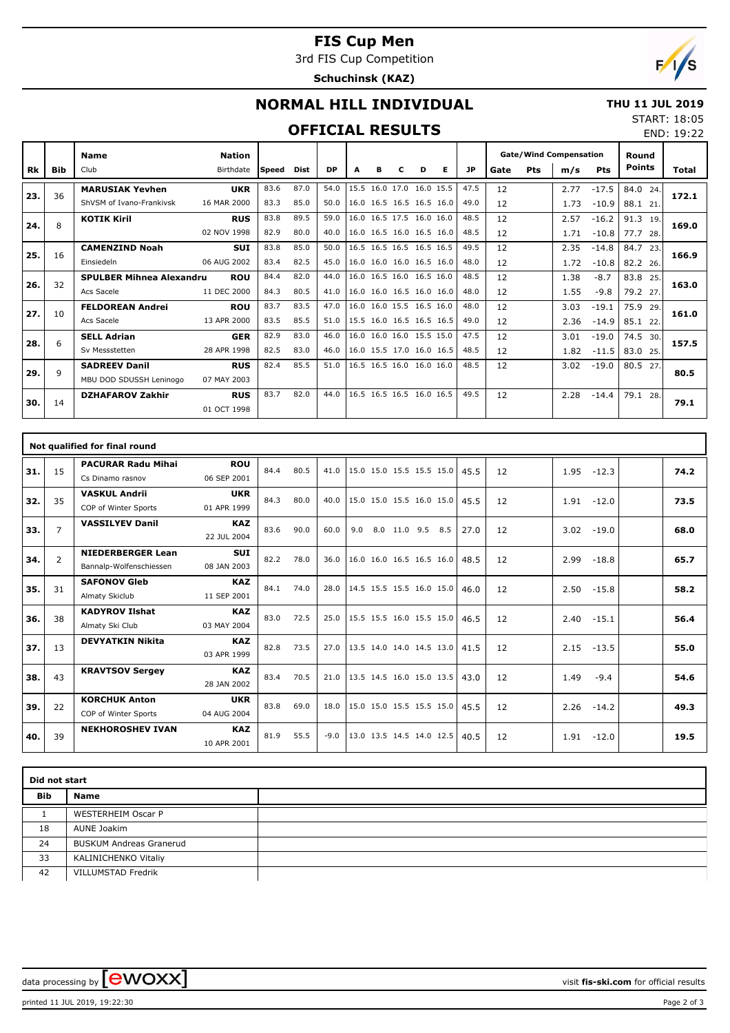# FIS Cup Men

3rd FIS Cup Competition

**Schuchinsk (KAZ)**

## NORMAL HILL INDIVIDUAL

**THU 11 JUL 2019**

START: 18:05

END: 19:22

## OFFICIAL RESULTS

| Rk | Bib | Name / Club | Nation / Birthdate | Speed | Dist | DP | A | B | C | D | E | JP | Gate | Pts | m/s | Pts | Round Points | Total |
|---|---|---|---|---|---|---|---|---|---|---|---|---|---|---|---|---|---|---|
| 23. | 36 | **MARUSIAK Yevhen** | **UKR** | 83.6 | 87.0 | 54.0 | 15.5 | 16.0 | 17.0 | 16.0 | 15.5 | 47.5 | 12 | | 2.77 | -17.5 | 84.0 24. | **172.1** |
| | | ShVSM of Ivano-Frankivsk | 16 MAR 2000 | 83.3 | 85.0 | 50.0 | 16.0 | 16.5 | 16.5 | 16.5 | 16.0 | 49.0 | 12 | | 1.73 | -10.9 | 88.1 21. | |
| 24. | 8 | **KOTIK Kiril** | **RUS** | 83.8 | 89.5 | 59.0 | 16.0 | 16.5 | 17.5 | 16.0 | 16.0 | 48.5 | 12 | | 2.57 | -16.2 | 91.3 19. | **169.0** |
| | | | 02 NOV 1998 | 82.9 | 80.0 | 40.0 | 16.0 | 16.5 | 16.0 | 16.5 | 16.0 | 48.5 | 12 | | 1.71 | -10.8 | 77.7 28. | |
| 25. | 16 | **CAMENZIND Noah** | **SUI** | 83.8 | 85.0 | 50.0 | 16.5 | 16.5 | 16.5 | 16.5 | 16.5 | 49.5 | 12 | | 2.35 | -14.8 | 84.7 23. | **166.9** |
| | | Einsiedeln | 06 AUG 2002 | 83.4 | 82.5 | 45.0 | 16.0 | 16.0 | 16.0 | 16.5 | 16.0 | 48.0 | 12 | | 1.72 | -10.8 | 82.2 26. | |
| 26. | 32 | **SPULBER Mihnea Alexandru** | **ROU** | 84.4 | 82.0 | 44.0 | 16.0 | 16.5 | 16.0 | 16.5 | 16.0 | 48.5 | 12 | | 1.38 | -8.7 | 83.8 25. | **163.0** |
| | | Acs Sacele | 11 DEC 2000 | 84.3 | 80.5 | 41.0 | 16.0 | 16.0 | 16.5 | 16.0 | 16.0 | 48.0 | 12 | | 1.55 | -9.8 | 79.2 27. | |
| 27. | 10 | **FELDOREAN Andrei** | **ROU** | 83.7 | 83.5 | 47.0 | 16.0 | 16.0 | 15.5 | 16.5 | 16.0 | 48.0 | 12 | | 3.03 | -19.1 | 75.9 29. | **161.0** |
| | | Acs Sacele | 13 APR 2000 | 83.5 | 85.5 | 51.0 | 15.5 | 16.0 | 16.5 | 16.5 | 16.5 | 49.0 | 12 | | 2.36 | -14.9 | 85.1 22. | |
| 28. | 6 | **SELL Adrian** | **GER** | 82.9 | 83.0 | 46.0 | 16.0 | 16.0 | 16.0 | 15.5 | 15.0 | 47.5 | 12 | | 3.01 | -19.0 | 74.5 30. | **157.5** |
| | | Sv Messstetten | 28 APR 1998 | 82.5 | 83.0 | 46.0 | 16.0 | 15.5 | 17.0 | 16.0 | 16.5 | 48.5 | 12 | | 1.82 | -11.5 | 83.0 25. | |
| 29. | 9 | **SADREEV Danil** | **RUS** | 82.4 | 85.5 | 51.0 | 16.5 | 16.5 | 16.0 | 16.0 | 16.0 | 48.5 | 12 | | 3.02 | -19.0 | 80.5 27. | **80.5** |
| | | MBU DOD SDUSSH Leninogo | 07 MAY 2003 | | | | | | | | | | | | | | | |
| 30. | 14 | **DZHAFAROV Zakhir** | **RUS** | 83.7 | 82.0 | 44.0 | 16.5 | 16.5 | 16.5 | 16.0 | 16.5 | 49.5 | 12 | | 2.28 | -14.4 | 79.1 28. | **79.1** |
| | | | 01 OCT 1998 | | | | | | | | | | | | | | | |

### Not qualified for final round

| Rk | Bib | Name / Club | Nation / Birthdate | Speed | Dist | DP | A | B | C | D | E | JP | Gate | Pts | m/s | Pts | Round Points | Total |
|---|---|---|---|---|---|---|---|---|---|---|---|---|---|---|---|---|---|---|
| 31. | 15 | **PACURAR Radu Mihai** / Cs Dinamo rasnov | **ROU** / 06 SEP 2001 | 84.4 | 80.5 | 41.0 | 15.0 | 15.0 | 15.5 | 15.5 | 15.0 | 45.5 | 12 | | 1.95 | -12.3 | | **74.2** |
| 32. | 35 | **VASKUL Andrii** / COP of Winter Sports | **UKR** / 01 APR 1999 | 84.3 | 80.0 | 40.0 | 15.0 | 15.0 | 15.5 | 16.0 | 15.0 | 45.5 | 12 | | 1.91 | -12.0 | | **73.5** |
| 33. | 7 | **VASSILYEV Danil** | **KAZ** / 22 JUL 2004 | 83.6 | 90.0 | 60.0 | 9.0 | 8.0 | 11.0 | 9.5 | 8.5 | 27.0 | 12 | | 3.02 | -19.0 | | **68.0** |
| 34. | 2 | **NIEDERBERGER Lean** / Bannalp-Wolfenschiessen | **SUI** / 08 JAN 2003 | 82.2 | 78.0 | 36.0 | 16.0 | 16.0 | 16.5 | 16.5 | 16.0 | 48.5 | 12 | | 2.99 | -18.8 | | **65.7** |
| 35. | 31 | **SAFONOV Gleb** / Almaty Skiclub | **KAZ** / 11 SEP 2001 | 84.1 | 74.0 | 28.0 | 14.5 | 15.5 | 15.5 | 16.0 | 15.0 | 46.0 | 12 | | 2.50 | -15.8 | | **58.2** |
| 36. | 38 | **KADYROV Ilshat** / Almaty Ski Club | **KAZ** / 03 MAY 2004 | 83.0 | 72.5 | 25.0 | 15.5 | 15.5 | 16.0 | 15.5 | 15.0 | 46.5 | 12 | | 2.40 | -15.1 | | **56.4** |
| 37. | 13 | **DEVYATKIN Nikita** | **KAZ** / 03 APR 1999 | 82.8 | 73.5 | 27.0 | 13.5 | 14.0 | 14.0 | 14.5 | 13.0 | 41.5 | 12 | | 2.15 | -13.5 | | **55.0** |
| 38. | 43 | **KRAVTSOV Sergey** | **KAZ** / 28 JAN 2002 | 83.4 | 70.5 | 21.0 | 13.5 | 14.5 | 16.0 | 15.0 | 13.5 | 43.0 | 12 | | 1.49 | -9.4 | | **54.6** |
| 39. | 22 | **KORCHUK Anton** / COP of Winter Sports | **UKR** / 04 AUG 2004 | 83.8 | 69.0 | 18.0 | 15.0 | 15.0 | 15.5 | 15.5 | 15.0 | 45.5 | 12 | | 2.26 | -14.2 | | **49.3** |
| 40. | 39 | **NEKHOROSHEV IVAN** | **KAZ** / 10 APR 2001 | 81.9 | 55.5 | -9.0 | 13.0 | 13.5 | 14.5 | 14.0 | 12.5 | 40.5 | 12 | | 1.91 | -12.0 | | **19.5** |

### Did not start

| Bib | Name |
|---|---|
| 1 | WESTERHEIM Oscar P |
| 18 | AUNE Joakim |
| 24 | BUSKUM Andreas Granerud |
| 33 | KALINICHENKO Vitaliy |
| 42 | VILLUMSTAD Fredrik |

data processing by EWOXX — visit **fis-ski.com** for official results

printed 11 JUL 2019, 19:22:30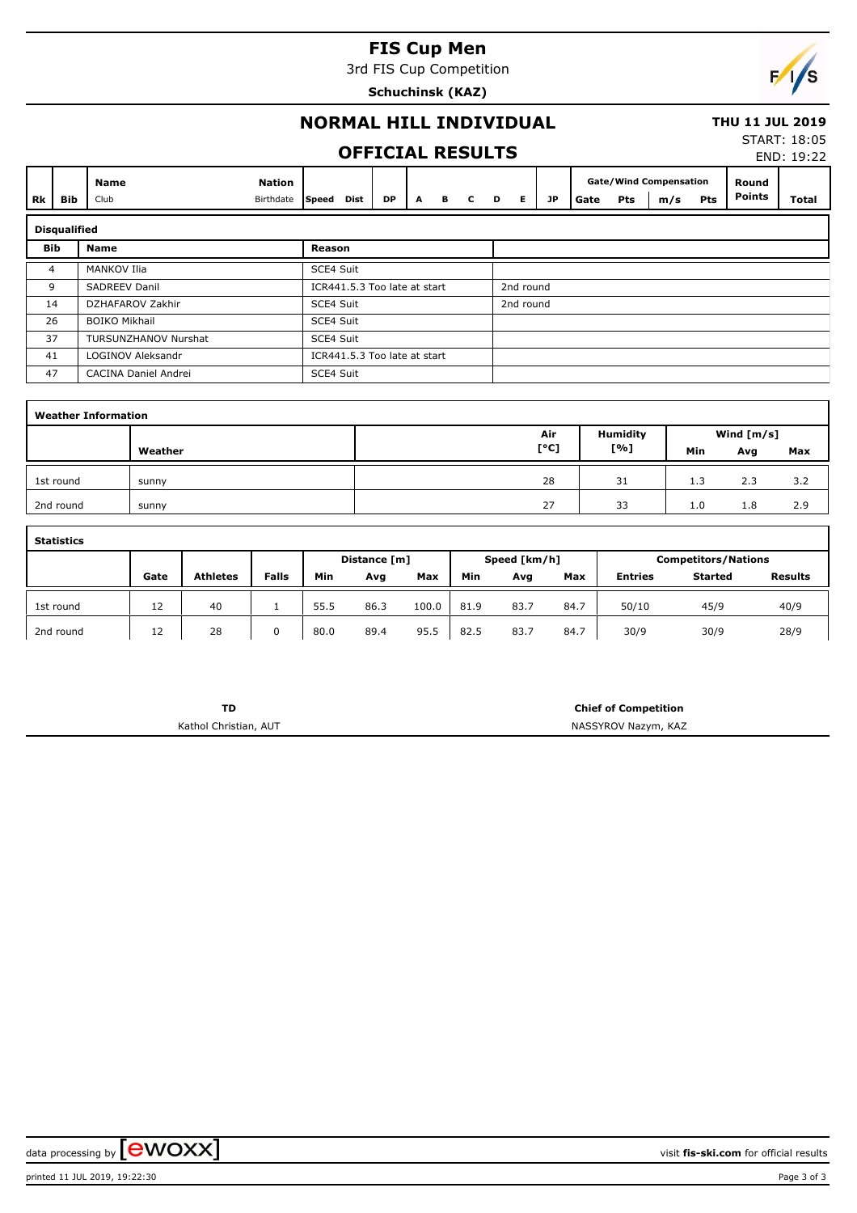# FIS Cup Men

3rd FIS Cup Competition

**Schuchinsk (KAZ)**

## NORMAL HILL INDIVIDUAL

**THU 11 JUL 2019**

START: 18:05

END: 19:22

## OFFICIAL RESULTS

| Rk | Bib | Name / Club | Nation / Birthdate | Speed | Dist | DP | A | B | C | D | E | JP | Gate | Pts | m/s | Pts | Round Points | Total |
|---|---|---|---|---|---|---|---|---|---|---|---|---|---|---|---|---|---|---|

### Disqualified

| Bib | Name | Reason | |
|---|---|---|---|
| 4 | MANKOV Ilia | SCE4 Suit | |
| 9 | SADREEV Danil | ICR441.5.3 Too late at start | 2nd round |
| 14 | DZHAFAROV Zakhir | SCE4 Suit | 2nd round |
| 26 | BOIKO Mikhail | SCE4 Suit | |
| 37 | TURSUNZHANOV Nurshat | SCE4 Suit | |
| 41 | LOGINOV Aleksandr | ICR441.5.3 Too late at start | |
| 47 | CACINA Daniel Andrei | SCE4 Suit | |

### Weather Information

| | Weather | Air [°C] | Humidity [%] | Wind [m/s] Min | Avg | Max |
|---|---|---|---|---|---|---|
| 1st round | sunny | 28 | 31 | 1.3 | 2.3 | 3.2 |
| 2nd round | sunny | 27 | 33 | 1.0 | 1.8 | 2.9 |

### Statistics

| | Gate | Athletes | Falls | Distance [m] Min | Avg | Max | Speed [km/h] Min | Avg | Max | Competitors/Nations Entries | Started | Results |
|---|---|---|---|---|---|---|---|---|---|---|---|---|
| 1st round | 12 | 40 | 1 | 55.5 | 86.3 | 100.0 | 81.9 | 83.7 | 84.7 | 50/10 | 45/9 | 40/9 |
| 2nd round | 12 | 28 | 0 | 80.0 | 89.4 | 95.5 | 82.5 | 83.7 | 84.7 | 30/9 | 30/9 | 28/9 |

**TD**
Kathol Christian, AUT

**Chief of Competition**
NASSYROV Nazym, KAZ

data processing by ewoxx

visit **fis-ski.com** for official results

printed 11 JUL 2019, 19:22:30